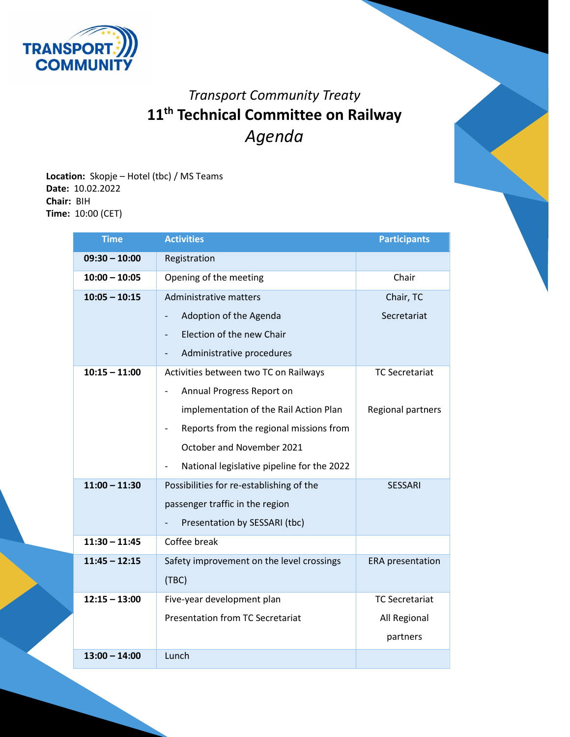*Transport Community Treaty*

# 11th Technical Committee on Railway

*Agenda*

**Location:** Skopje – Hotel (tbc) / MS Teams
**Date:** 10.02.2022
**Chair:** BIH
**Time:** 10:00 (CET)

| Time | Activities | Participants |
|---|---|---|
| **09:30 – 10:00** | Registration | |
| **10:00 – 10:05** | Opening of the meeting | Chair |
| **10:05 – 10:15** | Administrative matters<br>- Adoption of the Agenda<br>- Election of the new Chair<br>- Administrative procedures | Chair, TC Secretariat |
| **10:15 – 11:00** | Activities between two TC on Railways<br>- Annual Progress Report on implementation of the Rail Action Plan<br>- Reports from the regional missions from October and November 2021<br>- National legislative pipeline for the 2022 | TC Secretariat<br>Regional partners |
| **11:00 – 11:30** | Possibilities for re-establishing of the passenger traffic in the region<br>- Presentation by SESSARI (tbc) | SESSARI |
| **11:30 – 11:45** | Coffee break | |
| **11:45 – 12:15** | Safety improvement on the level crossings (TBC) | ERA presentation |
| **12:15 – 13:00** | Five-year development plan<br>Presentation from TC Secretariat | TC Secretariat<br>All Regional partners |
| **13:00 – 14:00** | Lunch | |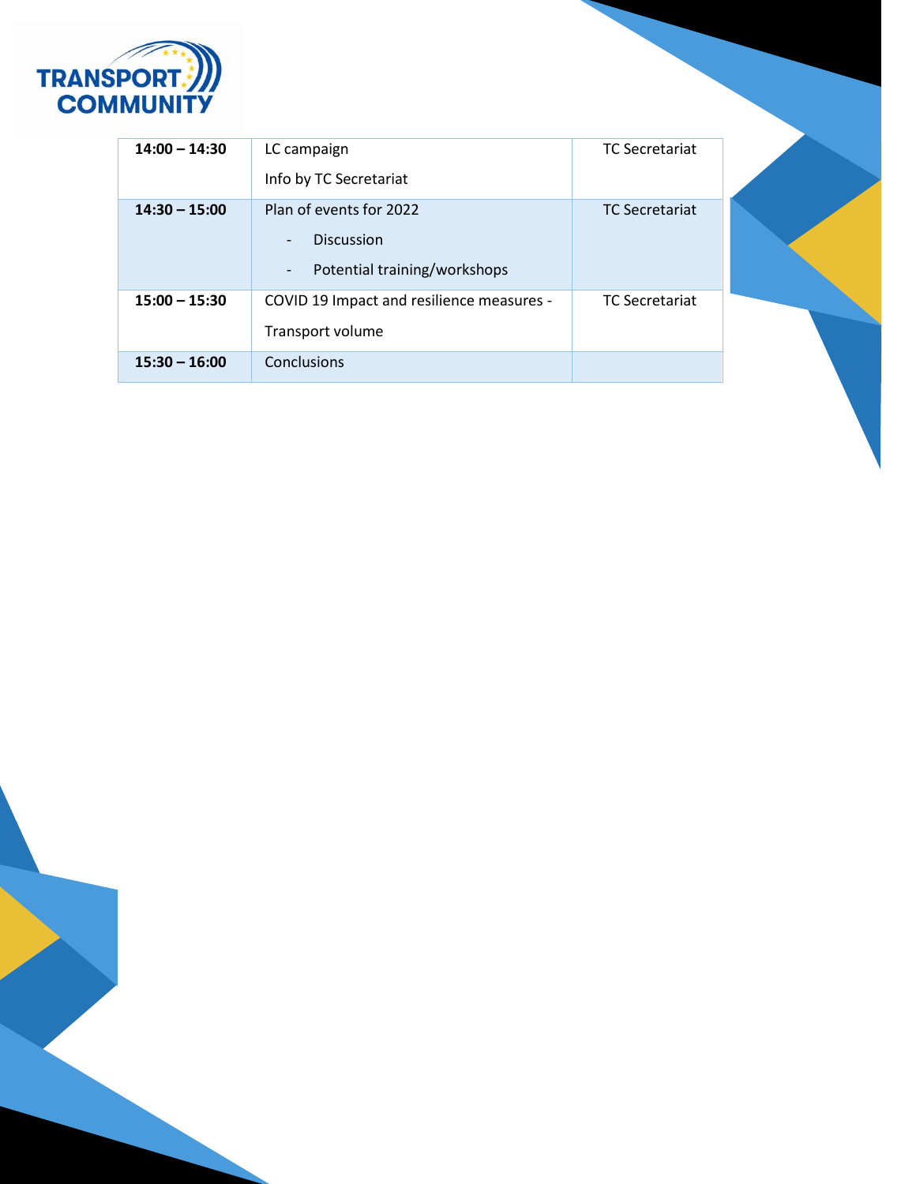| | | |
|---|---|---|
| **14:00 – 14:30** | LC campaign<br>Info by TC Secretariat | TC Secretariat |
| **14:30 – 15:00** | Plan of events for 2022<br>- Discussion<br>- Potential training/workshops | TC Secretariat |
| **15:00 – 15:30** | COVID 19 Impact and resilience measures - Transport volume | TC Secretariat |
| **15:30 – 16:00** | Conclusions | |